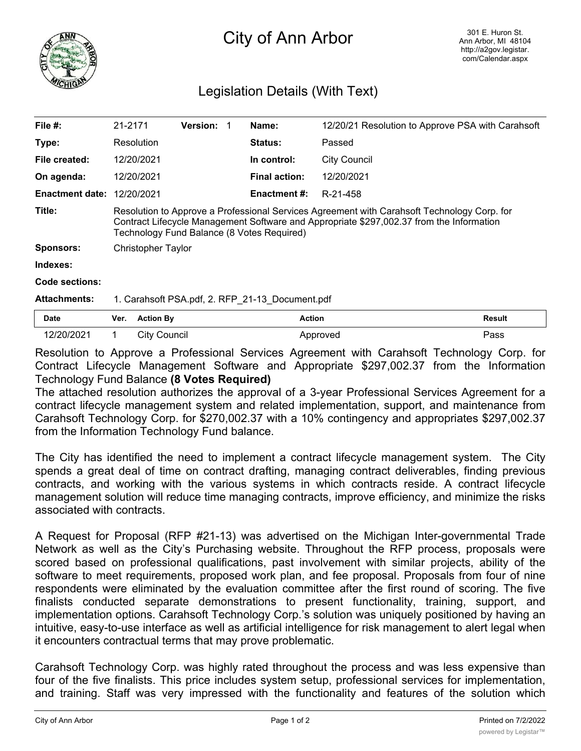# City of Ann Arbor

301 E. Huron St.
Ann Arbor, MI 48104
http://a2gov.legistar.com/Calendar.aspx

## Legislation Details (With Text)

| | | | | | |
|---|---|---|---|---|---|
| **File #:** | 21-2171 | **Version:** | 1 | **Name:** | 12/20/21 Resolution to Approve PSA with Carahsoft |
| **Type:** | Resolution | | | **Status:** | Passed |
| **File created:** | 12/20/2021 | | | **In control:** | City Council |
| **On agenda:** | 12/20/2021 | | | **Final action:** | 12/20/2021 |
| **Enactment date:** | 12/20/2021 | | | **Enactment #:** | R-21-458 |

**Title:** Resolution to Approve a Professional Services Agreement with Carahsoft Technology Corp. for Contract Lifecycle Management Software and Appropriate $297,002.37 from the Information Technology Fund Balance (8 Votes Required)

**Sponsors:** Christopher Taylor

**Indexes:**

**Code sections:**

**Attachments:** 1. Carahsoft PSA.pdf, 2. RFP_21-13_Document.pdf

| Date | Ver. | Action By | Action | Result |
|---|---|---|---|---|
| 12/20/2021 | 1 | City Council | Approved | Pass |

Resolution to Approve a Professional Services Agreement with Carahsoft Technology Corp. for Contract Lifecycle Management Software and Appropriate $297,002.37 from the Information Technology Fund Balance **(8 Votes Required)**

The attached resolution authorizes the approval of a 3-year Professional Services Agreement for a contract lifecycle management system and related implementation, support, and maintenance from Carahsoft Technology Corp. for $270,002.37 with a 10% contingency and appropriates $297,002.37 from the Information Technology Fund balance.

The City has identified the need to implement a contract lifecycle management system. The City spends a great deal of time on contract drafting, managing contract deliverables, finding previous contracts, and working with the various systems in which contracts reside. A contract lifecycle management solution will reduce time managing contracts, improve efficiency, and minimize the risks associated with contracts.

A Request for Proposal (RFP #21-13) was advertised on the Michigan Inter-governmental Trade Network as well as the City's Purchasing website. Throughout the RFP process, proposals were scored based on professional qualifications, past involvement with similar projects, ability of the software to meet requirements, proposed work plan, and fee proposal. Proposals from four of nine respondents were eliminated by the evaluation committee after the first round of scoring. The five finalists conducted separate demonstrations to present functionality, training, support, and implementation options. Carahsoft Technology Corp.'s solution was uniquely positioned by having an intuitive, easy-to-use interface as well as artificial intelligence for risk management to alert legal when it encounters contractual terms that may prove problematic.

Carahsoft Technology Corp. was highly rated throughout the process and was less expensive than four of the five finalists. This price includes system setup, professional services for implementation, and training. Staff was very impressed with the functionality and features of the solution which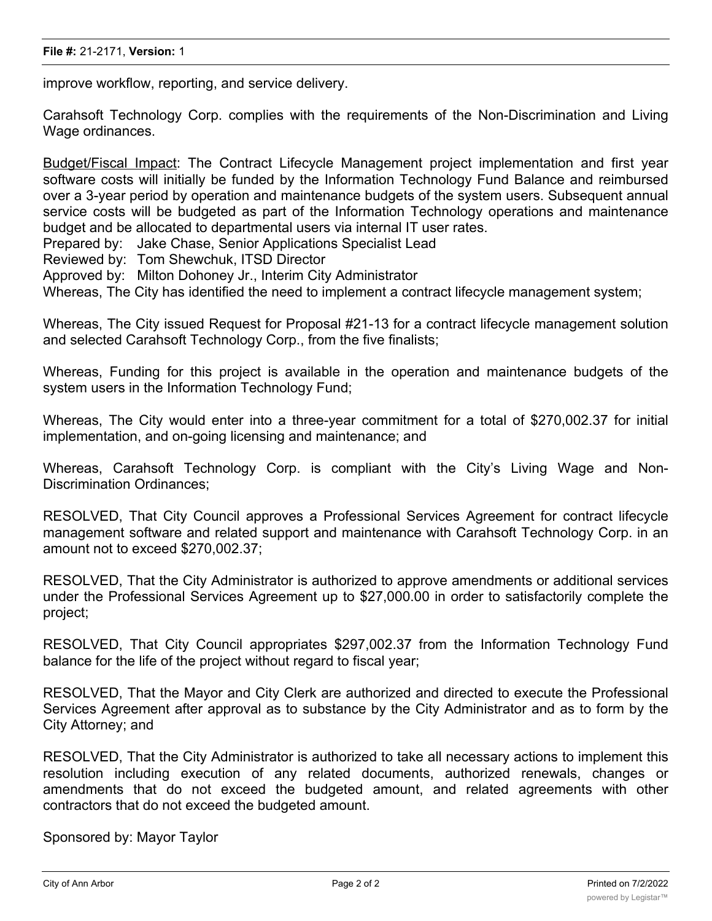improve workflow, reporting, and service delivery.

Carahsoft Technology Corp. complies with the requirements of the Non-Discrimination and Living Wage ordinances.

Budget/Fiscal Impact: The Contract Lifecycle Management project implementation and first year software costs will initially be funded by the Information Technology Fund Balance and reimbursed over a 3-year period by operation and maintenance budgets of the system users. Subsequent annual service costs will be budgeted as part of the Information Technology operations and maintenance budget and be allocated to departmental users via internal IT user rates.

Prepared by: Jake Chase, Senior Applications Specialist Lead
Reviewed by: Tom Shewchuk, ITSD Director
Approved by: Milton Dohoney Jr., Interim City Administrator

Whereas, The City has identified the need to implement a contract lifecycle management system;

Whereas, The City issued Request for Proposal #21-13 for a contract lifecycle management solution and selected Carahsoft Technology Corp., from the five finalists;

Whereas, Funding for this project is available in the operation and maintenance budgets of the system users in the Information Technology Fund;

Whereas, The City would enter into a three-year commitment for a total of $270,002.37 for initial implementation, and on-going licensing and maintenance; and

Whereas, Carahsoft Technology Corp. is compliant with the City's Living Wage and Non-Discrimination Ordinances;

RESOLVED, That City Council approves a Professional Services Agreement for contract lifecycle management software and related support and maintenance with Carahsoft Technology Corp. in an amount not to exceed $270,002.37;

RESOLVED, That the City Administrator is authorized to approve amendments or additional services under the Professional Services Agreement up to $27,000.00 in order to satisfactorily complete the project;

RESOLVED, That City Council appropriates $297,002.37 from the Information Technology Fund balance for the life of the project without regard to fiscal year;

RESOLVED, That the Mayor and City Clerk are authorized and directed to execute the Professional Services Agreement after approval as to substance by the City Administrator and as to form by the City Attorney; and

RESOLVED, That the City Administrator is authorized to take all necessary actions to implement this resolution including execution of any related documents, authorized renewals, changes or amendments that do not exceed the budgeted amount, and related agreements with other contractors that do not exceed the budgeted amount.

Sponsored by: Mayor Taylor